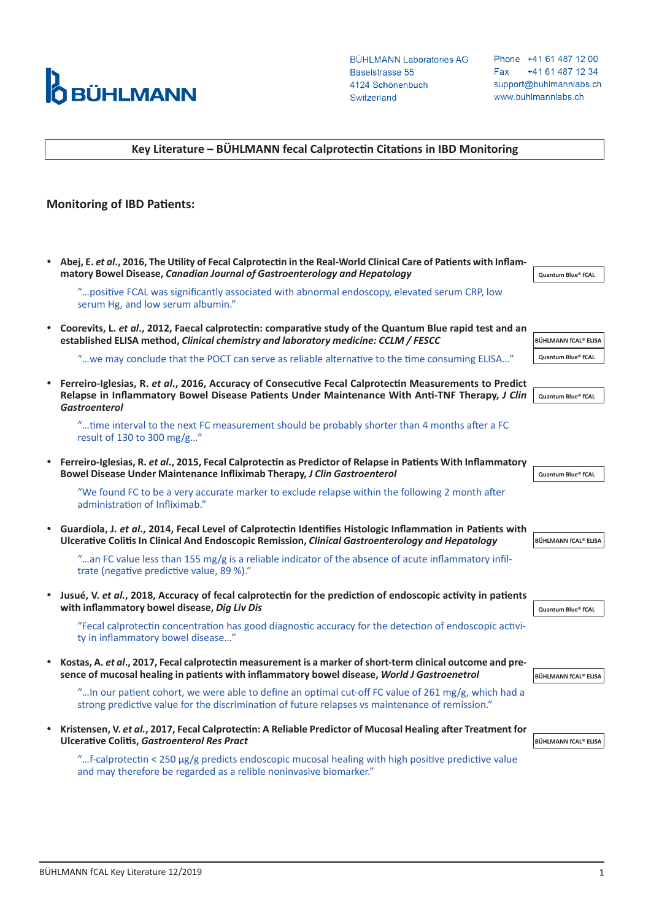BÜHLMANN Laboratories AG
Baselstrasse 55
4124 Schönenbuch
Switzerland

Phone +41 61 487 12 00
Fax +41 61 487 12 34
support@buhlmannlabs.ch
www.buhlmannlabs.ch

# Key Literature – BÜHLMANN fecal Calprotectin Citations in IBD Monitoring

## Monitoring of IBD Patients:

- **Abej, E. *et al*., 2016, The Utility of Fecal Calprotectin in the Real-World Clinical Care of Patients with Inflammatory Bowel Disease, *Canadian Journal of Gastroenterology and Hepatology*** — Quantum Blue® fCAL

  "…positive FCAL was significantly associated with abnormal endoscopy, elevated serum CRP, low serum Hg, and low serum albumin."

- **Coorevits, L. *et al*., 2012, Faecal calprotectin: comparative study of the Quantum Blue rapid test and an established ELISA method, *Clinical chemistry and laboratory medicine: CCLM / FESCC*** — BÜHLMANN fCAL® ELISA; Quantum Blue® fCAL

  "…we may conclude that the POCT can serve as reliable alternative to the time consuming ELISA…"

- **Ferreiro-Iglesias, R. *et al*., 2016, Accuracy of Consecutive Fecal Calprotectin Measurements to Predict Relapse in Inflammatory Bowel Disease Patients Under Maintenance With Anti-TNF Therapy, *J Clin Gastroenterol*** — Quantum Blue® fCAL

  "…time interval to the next FC measurement should be probably shorter than 4 months after a FC result of 130 to 300 mg/g…"

- **Ferreiro-Iglesias, R. *et al*., 2015, Fecal Calprotectin as Predictor of Relapse in Patients With Inflammatory Bowel Disease Under Maintenance Infliximab Therapy, *J Clin Gastroenterol*** — Quantum Blue® fCAL

  "We found FC to be a very accurate marker to exclude relapse within the following 2 month after administration of Infliximab."

- **Guardiola, J. *et al*., 2014, Fecal Level of Calprotectin Identifies Histologic Inflammation in Patients with Ulcerative Colitis In Clinical And Endoscopic Remission, *Clinical Gastroenterology and Hepatology*** — BÜHLMANN fCAL® ELISA

  "…an FC value less than 155 mg/g is a reliable indicator of the absence of acute inflammatory infiltrate (negative predictive value, 89 %)."

- **Jusué, V. *et al*., 2018, Accuracy of fecal calprotectin for the prediction of endoscopic activity in patients with inflammatory bowel disease, *Dig Liv Dis*** — Quantum Blue® fCAL

  "Fecal calprotectin concentration has good diagnostic accuracy for the detection of endoscopic activity in inflammatory bowel disease…"

- **Kostas, A. *et al*., 2017, Fecal calprotectin measurement is a marker of short-term clinical outcome and presence of mucosal healing in patients with inflammatory bowel disease, *World J Gastroenterol*** — BÜHLMANN fCAL® ELISA

  "…In our patient cohort, we were able to define an optimal cut-off FC value of 261 mg/g, which had a strong predictive value for the discrimination of future relapses vs maintenance of remission."

- **Kristensen, V. *et al.*, 2017, Fecal Calprotectin: A Reliable Predictor of Mucosal Healing after Treatment for Ulcerative Colitis, *Gastroenterol Res Pract*** — BÜHLMANN fCAL® ELISA

  "…f-calprotectin < 250 µg/g predicts endoscopic mucosal healing with high positive predictive value and may therefore be regarded as a relible noninvasive biomarker."

BÜHLMANN fCAL Key Literature 12/2019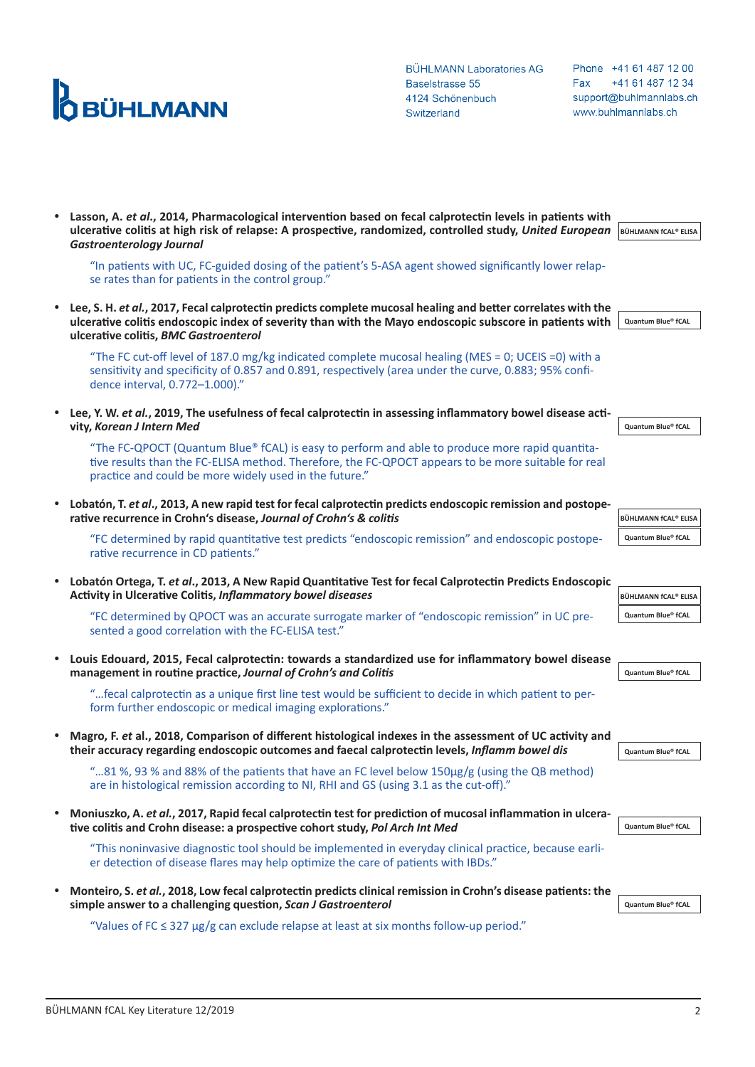- **Lasson, A. *et al.*, 2014, Pharmacological intervention based on fecal calprotectin levels in patients with ulcerative colitis at high risk of relapse: A prospective, randomized, controlled study, *United European Gastroenterology Journal***

  BÜHLMANN fCAL® ELISA

  "In patients with UC, FC-guided dosing of the patient's 5-ASA agent showed significantly lower relapse rates than for patients in the control group."

- **Lee, S. H. *et al.*, 2017, Fecal calprotectin predicts complete mucosal healing and better correlates with the ulcerative colitis endoscopic index of severity than with the Mayo endoscopic subscore in patients with ulcerative colitis, *BMC Gastroenterol***

  Quantum Blue® fCAL

  "The FC cut-off level of 187.0 mg/kg indicated complete mucosal healing (MES = 0; UCEIS =0) with a sensitivity and specificity of 0.857 and 0.891, respectively (area under the curve, 0.883; 95% confidence interval, 0.772–1.000)."

- **Lee, Y. W. *et al.*, 2019, The usefulness of fecal calprotectin in assessing inflammatory bowel disease activity, *Korean J Intern Med***

  Quantum Blue® fCAL

  "The FC-QPOCT (Quantum Blue® fCAL) is easy to perform and able to produce more rapid quantitative results than the FC-ELISA method. Therefore, the FC-QPOCT appears to be more suitable for real practice and could be more widely used in the future."

- **Lobatón, T. *et al*., 2013, A new rapid test for fecal calprotectin predicts endoscopic remission and postoperative recurrence in Crohn's disease, *Journal of Crohn's & colitis***

  BÜHLMANN fCAL® ELISA | Quantum Blue® fCAL

  "FC determined by rapid quantitative test predicts "endoscopic remission" and endoscopic postoperative recurrence in CD patients."

- **Lobatón Ortega, T. *et al*., 2013, A New Rapid Quantitative Test for fecal Calprotectin Predicts Endoscopic Activity in Ulcerative Colitis, *Inflammatory bowel diseases***

  BÜHLMANN fCAL® ELISA | Quantum Blue® fCAL

  "FC determined by QPOCT was an accurate surrogate marker of "endoscopic remission" in UC presented a good correlation with the FC-ELISA test."

- **Louis Edouard, 2015, Fecal calprotectin: towards a standardized use for inflammatory bowel disease management in routine practice, *Journal of Crohn's and Colitis***

  Quantum Blue® fCAL

  "…fecal calprotectin as a unique first line test would be sufficient to decide in which patient to perform further endoscopic or medical imaging explorations."

- **Magro, F. *et* al., 2018, Comparison of different histological indexes in the assessment of UC activity and their accuracy regarding endoscopic outcomes and faecal calprotectin levels, *Inflamm bowel dis***

  Quantum Blue® fCAL

  "…81 %, 93 % and 88% of the patients that have an FC level below 150µg/g (using the QB method) are in histological remission according to NI, RHI and GS (using 3.1 as the cut-off)."

- **Moniuszko, A. *et al.*, 2017, Rapid fecal calprotectin test for prediction of mucosal inflammation in ulcerative colitis and Crohn disease: a prospective cohort study, *Pol Arch Int Med***

  Quantum Blue® fCAL

  "This noninvasive diagnostic tool should be implemented in everyday clinical practice, because earlier detection of disease flares may help optimize the care of patients with IBDs."

- **Monteiro, S. *et al.*, 2018, Low fecal calprotectin predicts clinical remission in Crohn's disease patients: the simple answer to a challenging question, *Scan J Gastroenterol***

  Quantum Blue® fCAL

  "Values of FC ≤ 327 µg/g can exclude relapse at least at six months follow-up period."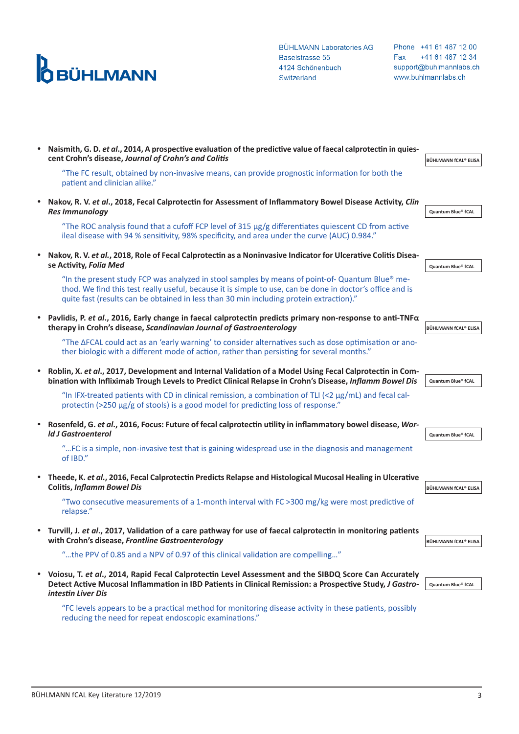- **Naismith, G. D. *et al.*, 2014, A prospective evaluation of the predictive value of faecal calprotectin in quiescent Crohn's disease, *Journal of Crohn's and Colitis*** — BÜHLMANN fCAL® ELISA

  "The FC result, obtained by non-invasive means, can provide prognostic information for both the patient and clinician alike."

- **Nakov, R. V. *et al.*, 2018, Fecal Calprotectin for Assessment of Inflammatory Bowel Disease Activity, *Clin Res Immunology*** — Quantum Blue® fCAL

  "The ROC analysis found that a cufoff FCP level of 315 µg/g differentiates quiescent CD from active ileal disease with 94 % sensitivity, 98% specificity, and area under the curve (AUC) 0.984."

- **Nakov, R. V. *et al.*, 2018, Role of Fecal Calprotectin as a Noninvasive Indicator for Ulcerative Colitis Disease Activity, *Folia Med*** — Quantum Blue® fCAL

  "In the present study FCP was analyzed in stool samples by means of point-of- Quantum Blue® method. We find this test really useful, because it is simple to use, can be done in doctor's office and is quite fast (results can be obtained in less than 30 min including protein extraction)."

- **Pavlidis, P. *et al.*, 2016, Early change in faecal calprotectin predicts primary non-response to anti-TNFα therapy in Crohn's disease, *Scandinavian Journal of Gastroenterology*** — BÜHLMANN fCAL® ELISA

  "The ΔFCAL could act as an 'early warning' to consider alternatives such as dose optimisation or another biologic with a different mode of action, rather than persisting for several months."

- **Roblin, X. *et al.*, 2017, Development and Internal Validation of a Model Using Fecal Calprotectin in Combination with Infliximab Trough Levels to Predict Clinical Relapse in Crohn's Disease, *Inflamm Bowel Dis*** — Quantum Blue® fCAL

  "In IFX-treated patients with CD in clinical remission, a combination of TLI (<2 µg/mL) and fecal calprotectin (>250 µg/g of stools) is a good model for predicting loss of response."

- **Rosenfeld, G. *et al.*, 2016, Focus: Future of fecal calprotectin utility in inflammatory bowel disease, *World J Gastroenterol*** — Quantum Blue® fCAL

  "…FC is a simple, non-invasive test that is gaining widespread use in the diagnosis and management of IBD."

- **Theede, K. *et al.*, 2016, Fecal Calprotectin Predicts Relapse and Histological Mucosal Healing in Ulcerative Colitis, *Inflamm Bowel Dis*** — BÜHLMANN fCAL® ELISA

  "Two consecutive measurements of a 1-month interval with FC >300 mg/kg were most predictive of relapse."

- **Turvill, J. *et al.*, 2017, Validation of a care pathway for use of faecal calprotectin in monitoring patients with Crohn's disease, *Frontline Gastroenterology*** — BÜHLMANN fCAL® ELISA

  "…the PPV of 0.85 and a NPV of 0.97 of this clinical validation are compelling…"

- **Voiosu, T. *et al.*, 2014, Rapid Fecal Calprotectin Level Assessment and the SIBDQ Score Can Accurately Detect Active Mucosal Inflammation in IBD Patients in Clinical Remission: a Prospective Study, *J Gastrointestin Liver Dis*** — Quantum Blue® fCAL

  "FC levels appears to be a practical method for monitoring disease activity in these patients, possibly reducing the need for repeat endoscopic examinations."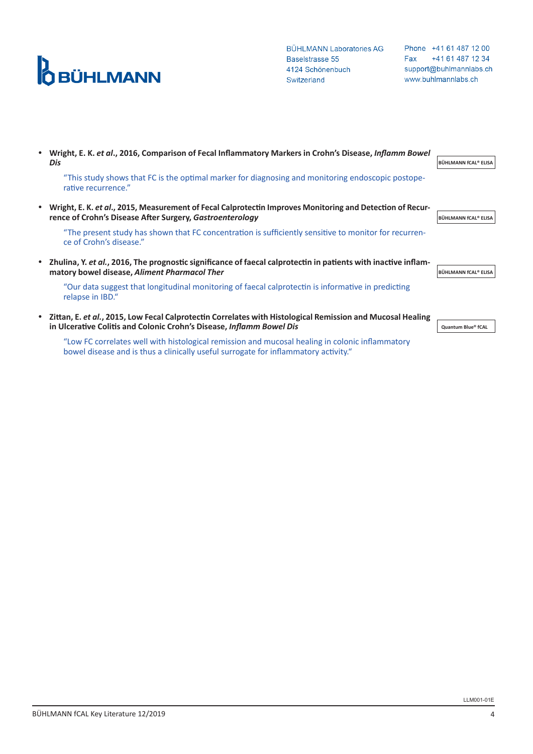- **Wright, E. K.** ***et al*****., 2016, Comparison of Fecal Inflammatory Markers in Crohn's Disease,** ***Inflamm Bowel Dis*** — BÜHLMANN fCAL® ELISA

  "This study shows that FC is the optimal marker for diagnosing and monitoring endoscopic postoperative recurrence."

- **Wright, E. K.** ***et al*****., 2015, Measurement of Fecal Calprotectin Improves Monitoring and Detection of Recurrence of Crohn's Disease After Surgery,** ***Gastroenterology*** — BÜHLMANN fCAL® ELISA

  "The present study has shown that FC concentration is sufficiently sensitive to monitor for recurrence of Crohn's disease."

- **Zhulina, Y.** ***et al*****., 2016, The prognostic significance of faecal calprotectin in patients with inactive inflammatory bowel disease,** ***Aliment Pharmacol Ther*** — BÜHLMANN fCAL® ELISA

  "Our data suggest that longitudinal monitoring of faecal calprotectin is informative in predicting relapse in IBD."

- **Zittan, E.** ***et al*****., 2015, Low Fecal Calprotectin Correlates with Histological Remission and Mucosal Healing in Ulcerative Colitis and Colonic Crohn's Disease,** ***Inflamm Bowel Dis*** — Quantum Blue® fCAL

  "Low FC correlates well with histological remission and mucosal healing in colonic inflammatory bowel disease and is thus a clinically useful surrogate for inflammatory activity."